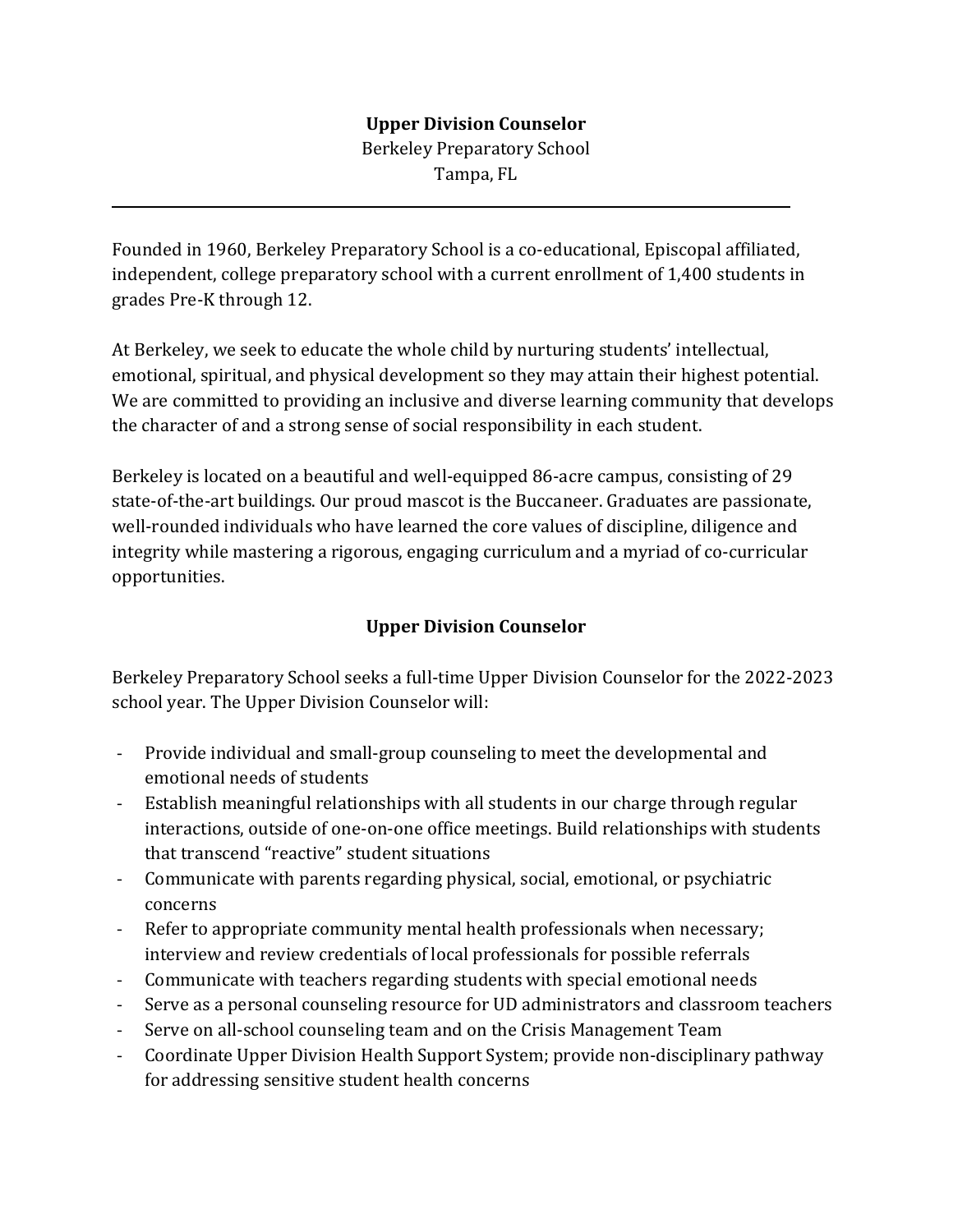# Upper Division Counselor

Berkeley Preparatory School
Tampa, FL

---

Founded in 1960, Berkeley Preparatory School is a co-educational, Episcopal affiliated, independent, college preparatory school with a current enrollment of 1,400 students in grades Pre-K through 12.

At Berkeley, we seek to educate the whole child by nurturing students' intellectual, emotional, spiritual, and physical development so they may attain their highest potential. We are committed to providing an inclusive and diverse learning community that develops the character of and a strong sense of social responsibility in each student.

Berkeley is located on a beautiful and well-equipped 86-acre campus, consisting of 29 state-of-the-art buildings. Our proud mascot is the Buccaneer. Graduates are passionate, well-rounded individuals who have learned the core values of discipline, diligence and integrity while mastering a rigorous, engaging curriculum and a myriad of co-curricular opportunities.

## Upper Division Counselor

Berkeley Preparatory School seeks a full-time Upper Division Counselor for the 2022-2023 school year. The Upper Division Counselor will:

- Provide individual and small-group counseling to meet the developmental and emotional needs of students
- Establish meaningful relationships with all students in our charge through regular interactions, outside of one-on-one office meetings. Build relationships with students that transcend "reactive" student situations
- Communicate with parents regarding physical, social, emotional, or psychiatric concerns
- Refer to appropriate community mental health professionals when necessary; interview and review credentials of local professionals for possible referrals
- Communicate with teachers regarding students with special emotional needs
- Serve as a personal counseling resource for UD administrators and classroom teachers
- Serve on all-school counseling team and on the Crisis Management Team
- Coordinate Upper Division Health Support System; provide non-disciplinary pathway for addressing sensitive student health concerns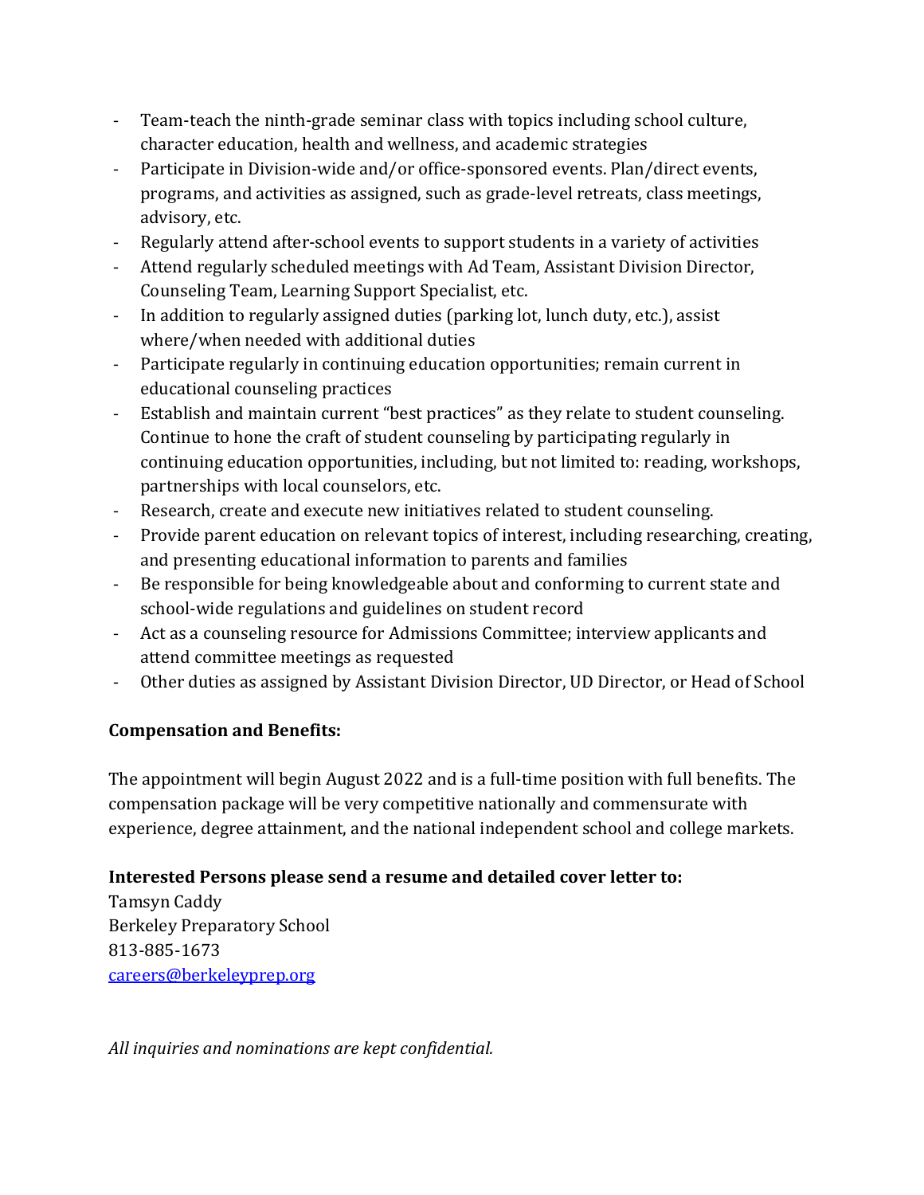- Team-teach the ninth-grade seminar class with topics including school culture, character education, health and wellness, and academic strategies
- Participate in Division-wide and/or office-sponsored events. Plan/direct events, programs, and activities as assigned, such as grade-level retreats, class meetings, advisory, etc.
- Regularly attend after-school events to support students in a variety of activities
- Attend regularly scheduled meetings with Ad Team, Assistant Division Director, Counseling Team, Learning Support Specialist, etc.
- In addition to regularly assigned duties (parking lot, lunch duty, etc.), assist where/when needed with additional duties
- Participate regularly in continuing education opportunities; remain current in educational counseling practices
- Establish and maintain current "best practices" as they relate to student counseling. Continue to hone the craft of student counseling by participating regularly in continuing education opportunities, including, but not limited to: reading, workshops, partnerships with local counselors, etc.
- Research, create and execute new initiatives related to student counseling.
- Provide parent education on relevant topics of interest, including researching, creating, and presenting educational information to parents and families
- Be responsible for being knowledgeable about and conforming to current state and school-wide regulations and guidelines on student record
- Act as a counseling resource for Admissions Committee; interview applicants and attend committee meetings as requested
- Other duties as assigned by Assistant Division Director, UD Director, or Head of School

**Compensation and Benefits:**

The appointment will begin August 2022 and is a full-time position with full benefits. The compensation package will be very competitive nationally and commensurate with experience, degree attainment, and the national independent school and college markets.

**Interested Persons please send a resume and detailed cover letter to:**

Tamsyn Caddy
Berkeley Preparatory School
813-885-1673
careers@berkeleyprep.org

*All inquiries and nominations are kept confidential.*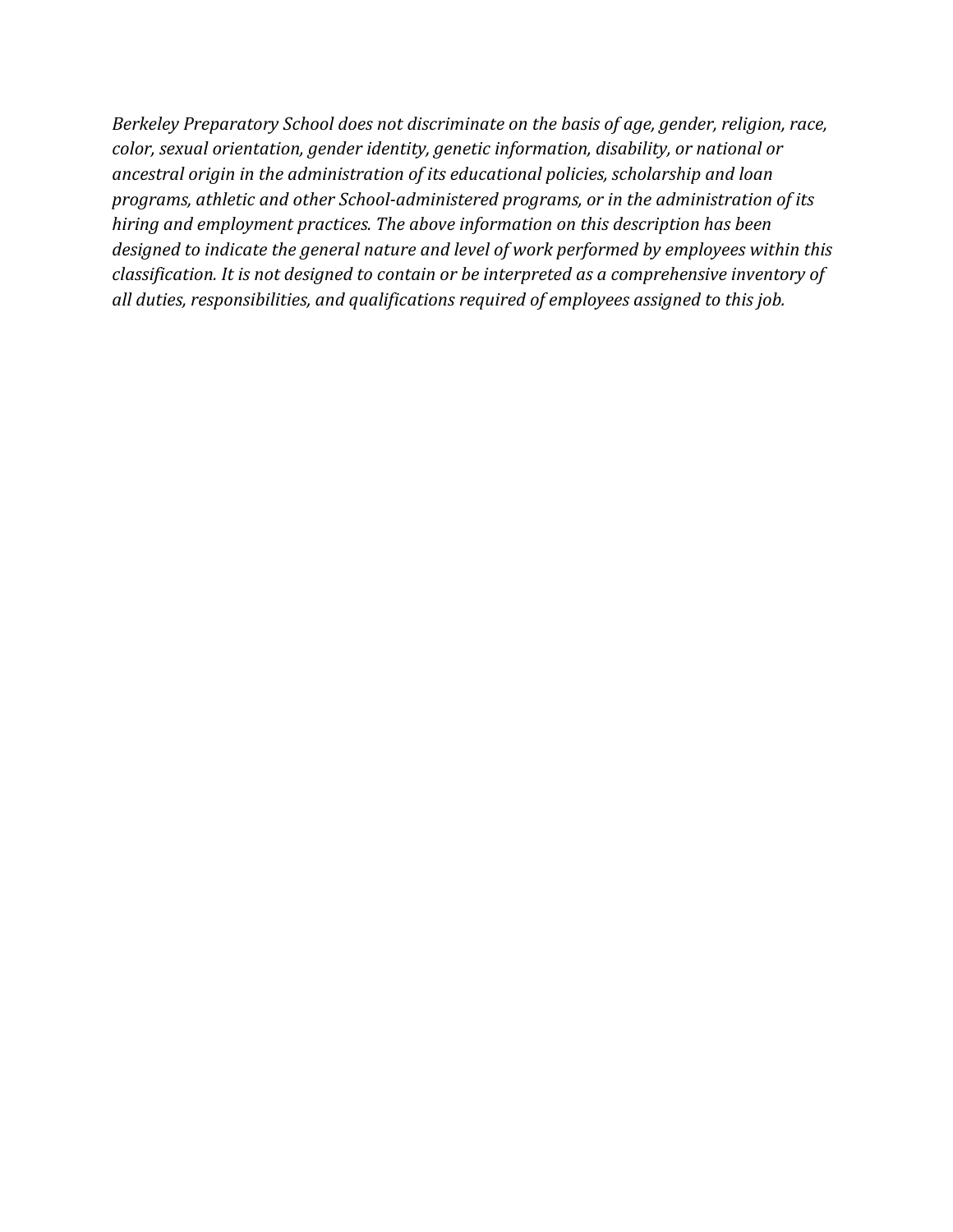*Berkeley Preparatory School does not discriminate on the basis of age, gender, religion, race, color, sexual orientation, gender identity, genetic information, disability, or national or ancestral origin in the administration of its educational policies, scholarship and loan programs, athletic and other School-administered programs, or in the administration of its hiring and employment practices. The above information on this description has been designed to indicate the general nature and level of work performed by employees within this classification. It is not designed to contain or be interpreted as a comprehensive inventory of all duties, responsibilities, and qualifications required of employees assigned to this job.*